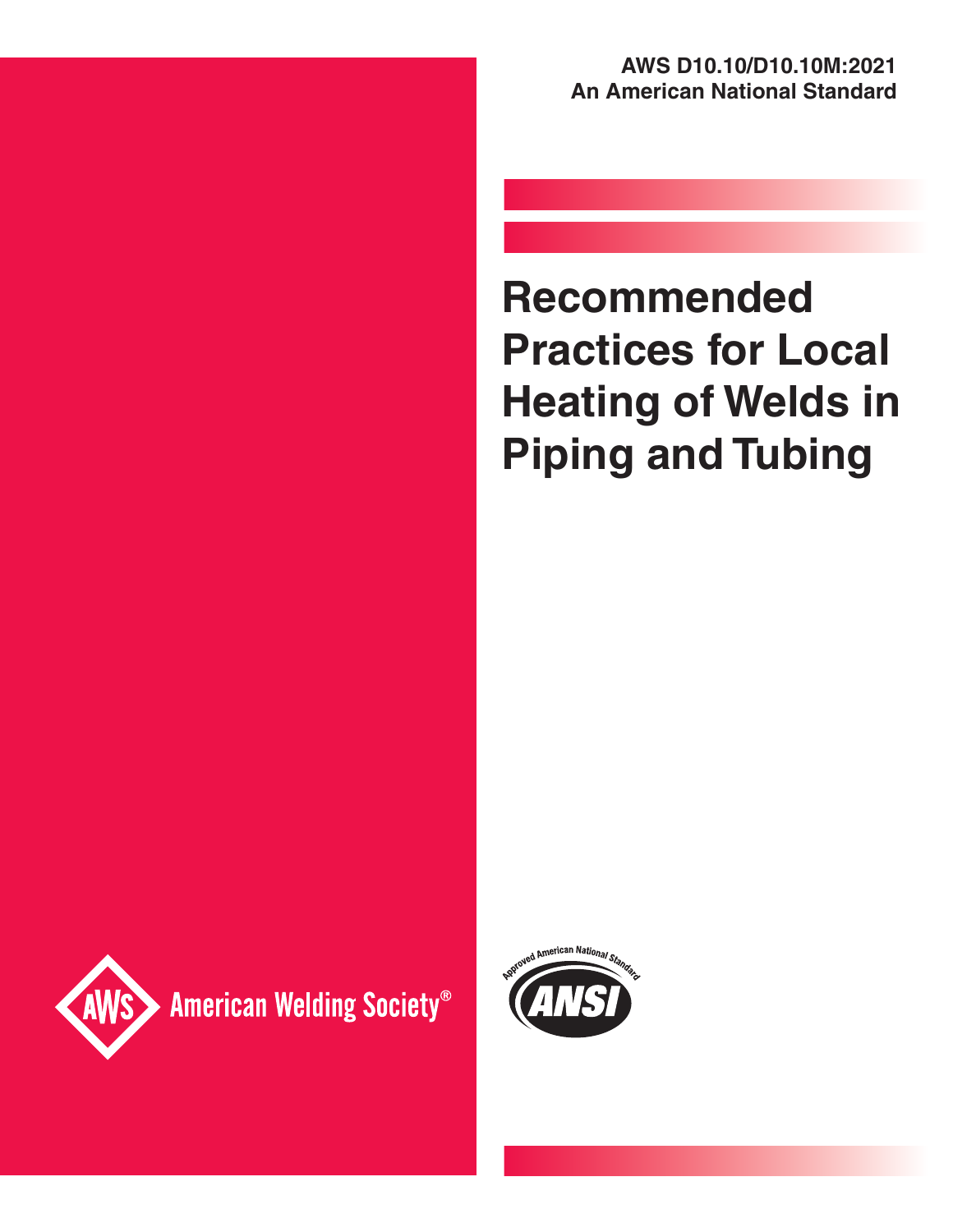**AWS D10.10/D10.10M:2021**
**An American National Standard**

# Recommended Practices for Local Heating of Welds in Piping and Tubing

American Welding Society®

Approved American National Standard

ANSI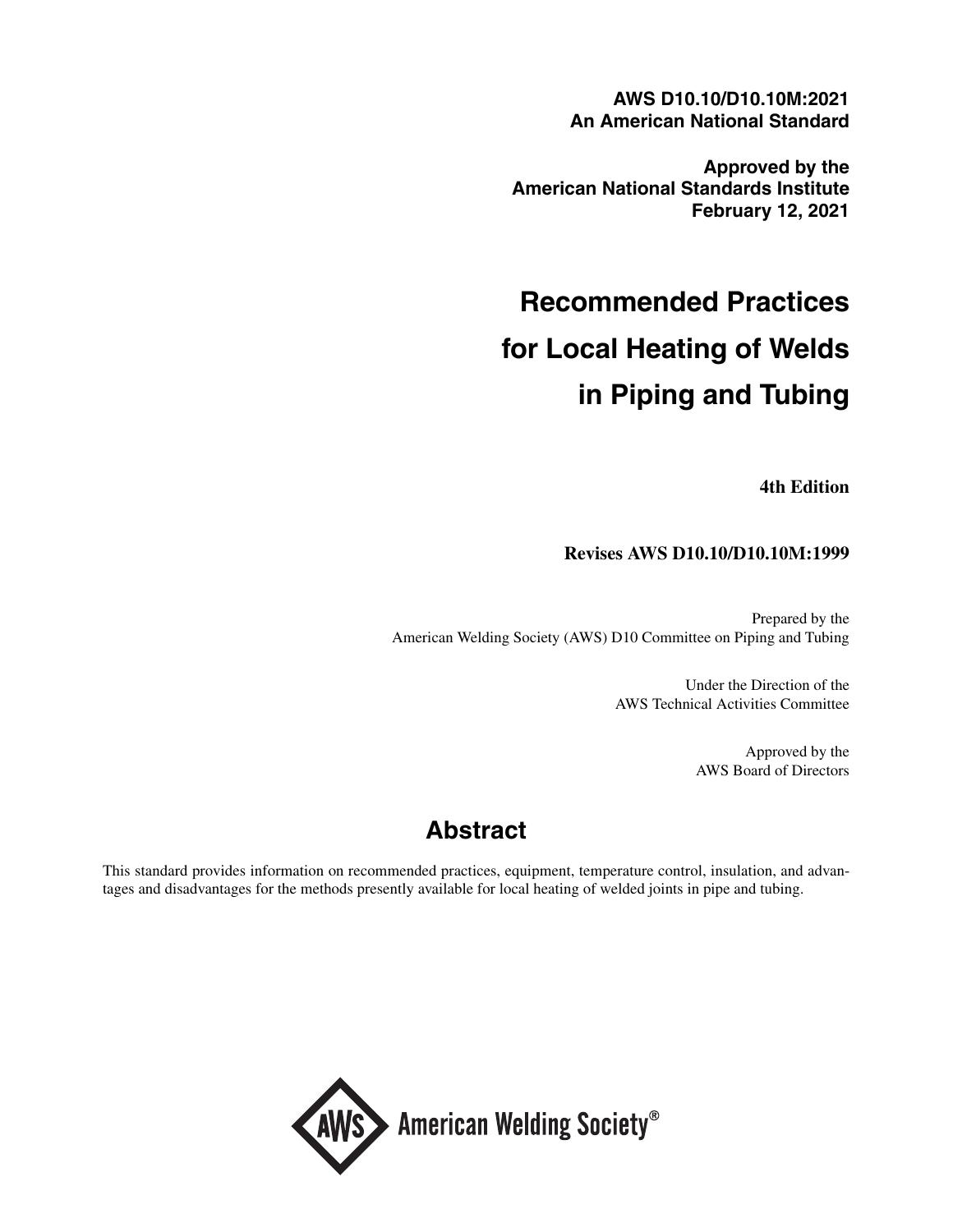**AWS D10.10/D10.10M:2021**
**An American National Standard**

**Approved by the**
**American National Standards Institute**
**February 12, 2021**

# Recommended Practices for Local Heating of Welds in Piping and Tubing

**4th Edition**

**Revises AWS D10.10/D10.10M:1999**

Prepared by the
American Welding Society (AWS) D10 Committee on Piping and Tubing

Under the Direction of the
AWS Technical Activities Committee

Approved by the
AWS Board of Directors

## Abstract

This standard provides information on recommended practices, equipment, temperature control, insulation, and advantages and disadvantages for the methods presently available for local heating of welded joints in pipe and tubing.

American Welding Society®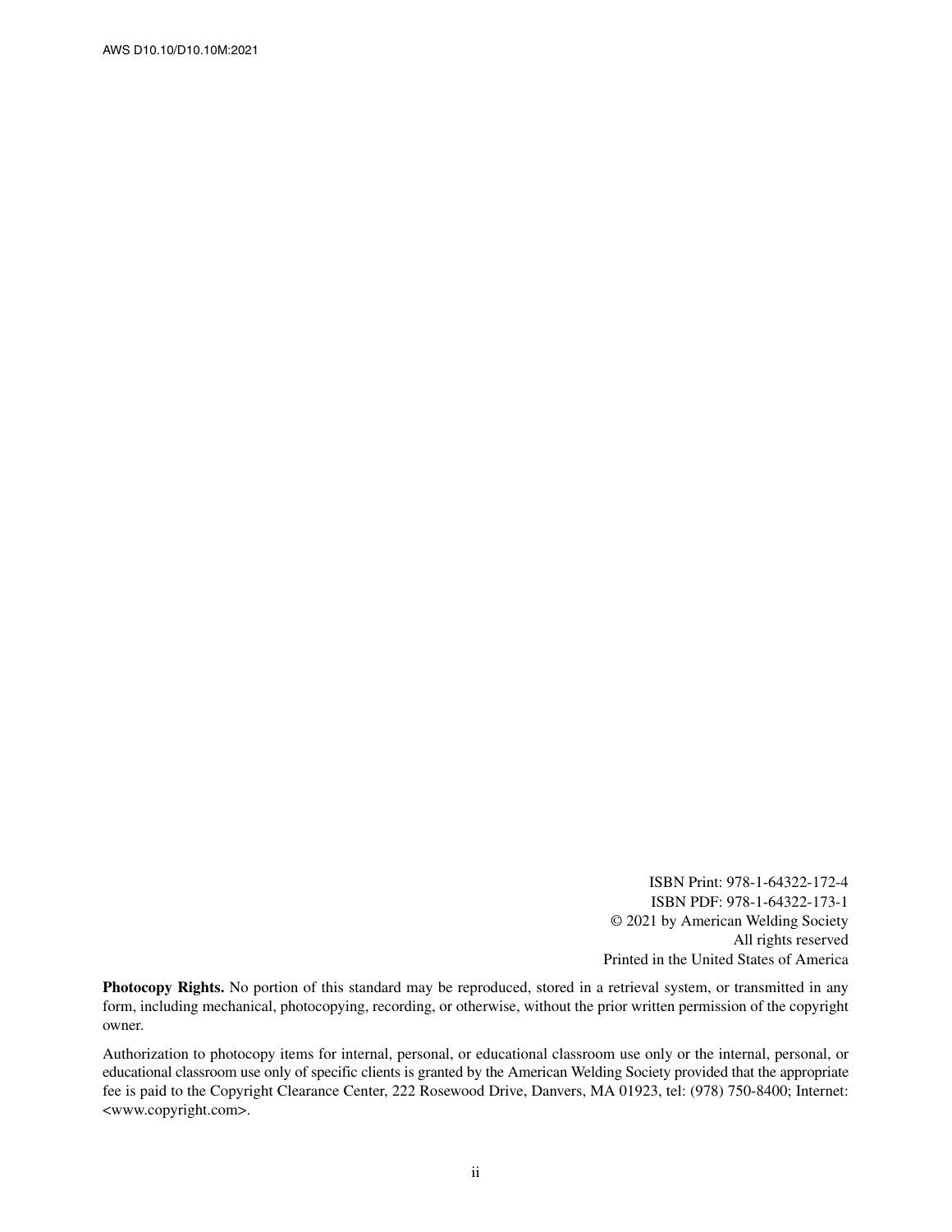ISBN Print: 978-1-64322-172-4
ISBN PDF: 978-1-64322-173-1
© 2021 by American Welding Society
All rights reserved
Printed in the United States of America

**Photocopy Rights.** No portion of this standard may be reproduced, stored in a retrieval system, or transmitted in any form, including mechanical, photocopying, recording, or otherwise, without the prior written permission of the copyright owner.

Authorization to photocopy items for internal, personal, or educational classroom use only or the internal, personal, or educational classroom use only of specific clients is granted by the American Welding Society provided that the appropriate fee is paid to the Copyright Clearance Center, 222 Rosewood Drive, Danvers, MA 01923, tel: (978) 750-8400; Internet: <www.copyright.com>.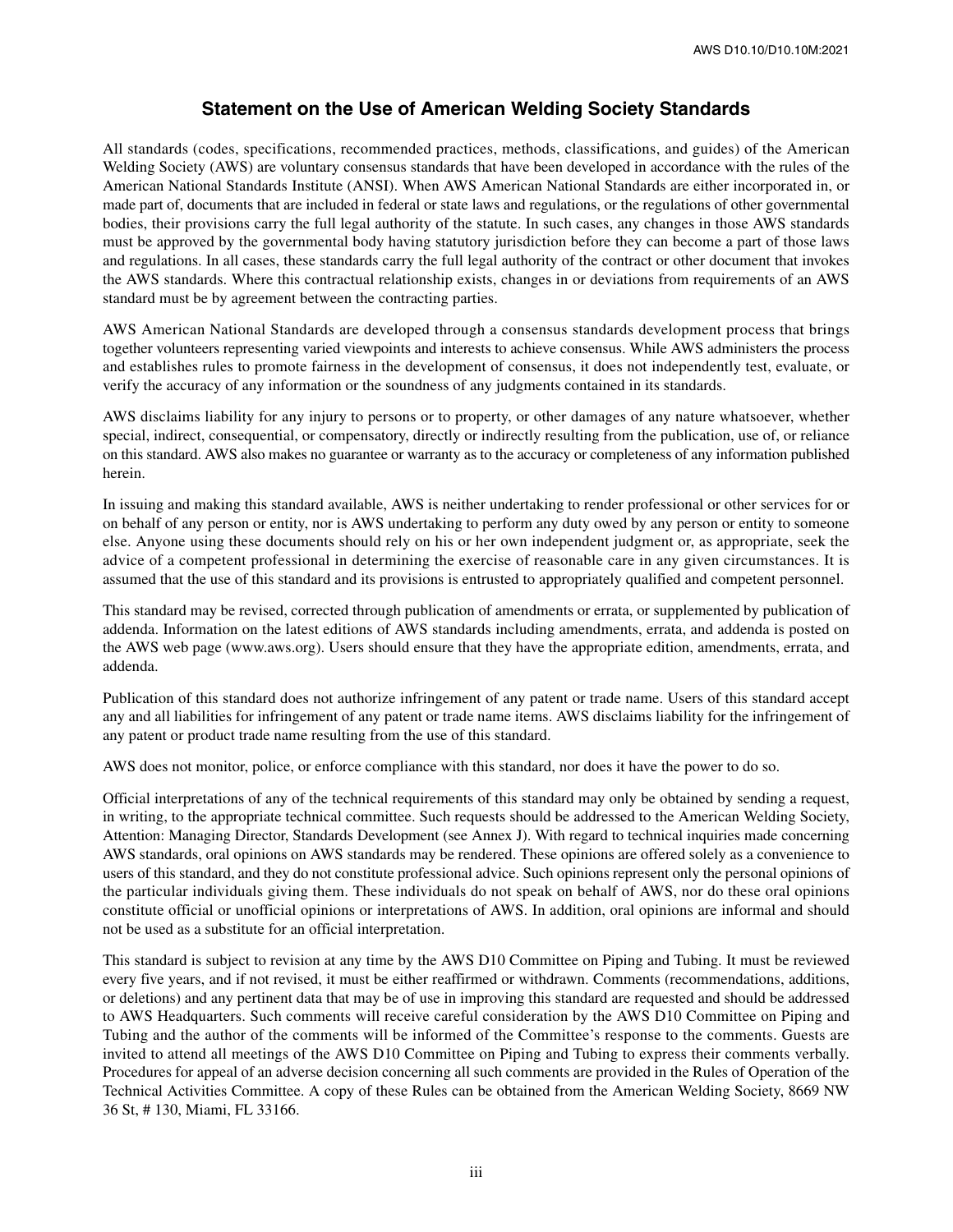## Statement on the Use of American Welding Society Standards

All standards (codes, specifications, recommended practices, methods, classifications, and guides) of the American Welding Society (AWS) are voluntary consensus standards that have been developed in accordance with the rules of the American National Standards Institute (ANSI). When AWS American National Standards are either incorporated in, or made part of, documents that are included in federal or state laws and regulations, or the regulations of other governmental bodies, their provisions carry the full legal authority of the statute. In such cases, any changes in those AWS standards must be approved by the governmental body having statutory jurisdiction before they can become a part of those laws and regulations. In all cases, these standards carry the full legal authority of the contract or other document that invokes the AWS standards. Where this contractual relationship exists, changes in or deviations from requirements of an AWS standard must be by agreement between the contracting parties.

AWS American National Standards are developed through a consensus standards development process that brings together volunteers representing varied viewpoints and interests to achieve consensus. While AWS administers the process and establishes rules to promote fairness in the development of consensus, it does not independently test, evaluate, or verify the accuracy of any information or the soundness of any judgments contained in its standards.

AWS disclaims liability for any injury to persons or to property, or other damages of any nature whatsoever, whether special, indirect, consequential, or compensatory, directly or indirectly resulting from the publication, use of, or reliance on this standard. AWS also makes no guarantee or warranty as to the accuracy or completeness of any information published herein.

In issuing and making this standard available, AWS is neither undertaking to render professional or other services for or on behalf of any person or entity, nor is AWS undertaking to perform any duty owed by any person or entity to someone else. Anyone using these documents should rely on his or her own independent judgment or, as appropriate, seek the advice of a competent professional in determining the exercise of reasonable care in any given circumstances. It is assumed that the use of this standard and its provisions is entrusted to appropriately qualified and competent personnel.

This standard may be revised, corrected through publication of amendments or errata, or supplemented by publication of addenda. Information on the latest editions of AWS standards including amendments, errata, and addenda is posted on the AWS web page (www.aws.org). Users should ensure that they have the appropriate edition, amendments, errata, and addenda.

Publication of this standard does not authorize infringement of any patent or trade name. Users of this standard accept any and all liabilities for infringement of any patent or trade name items. AWS disclaims liability for the infringement of any patent or product trade name resulting from the use of this standard.

AWS does not monitor, police, or enforce compliance with this standard, nor does it have the power to do so.

Official interpretations of any of the technical requirements of this standard may only be obtained by sending a request, in writing, to the appropriate technical committee. Such requests should be addressed to the American Welding Society, Attention: Managing Director, Standards Development (see Annex J). With regard to technical inquiries made concerning AWS standards, oral opinions on AWS standards may be rendered. These opinions are offered solely as a convenience to users of this standard, and they do not constitute professional advice. Such opinions represent only the personal opinions of the particular individuals giving them. These individuals do not speak on behalf of AWS, nor do these oral opinions constitute official or unofficial opinions or interpretations of AWS. In addition, oral opinions are informal and should not be used as a substitute for an official interpretation.

This standard is subject to revision at any time by the AWS D10 Committee on Piping and Tubing. It must be reviewed every five years, and if not revised, it must be either reaffirmed or withdrawn. Comments (recommendations, additions, or deletions) and any pertinent data that may be of use in improving this standard are requested and should be addressed to AWS Headquarters. Such comments will receive careful consideration by the AWS D10 Committee on Piping and Tubing and the author of the comments will be informed of the Committee's response to the comments. Guests are invited to attend all meetings of the AWS D10 Committee on Piping and Tubing to express their comments verbally. Procedures for appeal of an adverse decision concerning all such comments are provided in the Rules of Operation of the Technical Activities Committee. A copy of these Rules can be obtained from the American Welding Society, 8669 NW 36 St, # 130, Miami, FL 33166.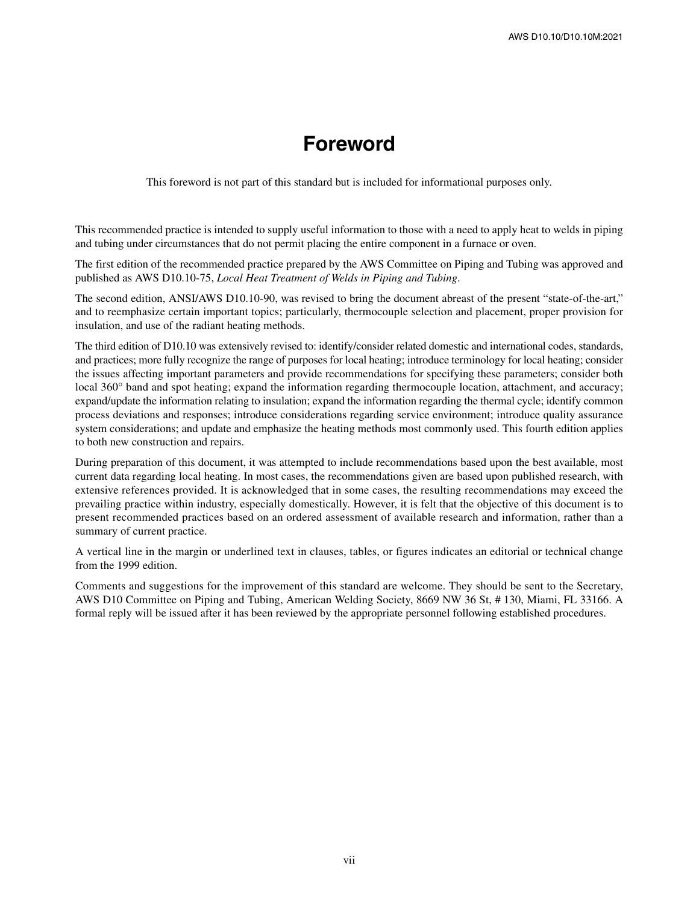# Foreword

This foreword is not part of this standard but is included for informational purposes only.

This recommended practice is intended to supply useful information to those with a need to apply heat to welds in piping and tubing under circumstances that do not permit placing the entire component in a furnace or oven.

The first edition of the recommended practice prepared by the AWS Committee on Piping and Tubing was approved and published as AWS D10.10-75, *Local Heat Treatment of Welds in Piping and Tubing*.

The second edition, ANSI/AWS D10.10-90, was revised to bring the document abreast of the present "state-of-the-art," and to reemphasize certain important topics; particularly, thermocouple selection and placement, proper provision for insulation, and use of the radiant heating methods.

The third edition of D10.10 was extensively revised to: identify/consider related domestic and international codes, standards, and practices; more fully recognize the range of purposes for local heating; introduce terminology for local heating; consider the issues affecting important parameters and provide recommendations for specifying these parameters; consider both local 360° band and spot heating; expand the information regarding thermocouple location, attachment, and accuracy; expand/update the information relating to insulation; expand the information regarding the thermal cycle; identify common process deviations and responses; introduce considerations regarding service environment; introduce quality assurance system considerations; and update and emphasize the heating methods most commonly used. This fourth edition applies to both new construction and repairs.

During preparation of this document, it was attempted to include recommendations based upon the best available, most current data regarding local heating. In most cases, the recommendations given are based upon published research, with extensive references provided. It is acknowledged that in some cases, the resulting recommendations may exceed the prevailing practice within industry, especially domestically. However, it is felt that the objective of this document is to present recommended practices based on an ordered assessment of available research and information, rather than a summary of current practice.

A vertical line in the margin or underlined text in clauses, tables, or figures indicates an editorial or technical change from the 1999 edition.

Comments and suggestions for the improvement of this standard are welcome. They should be sent to the Secretary, AWS D10 Committee on Piping and Tubing, American Welding Society, 8669 NW 36 St, # 130, Miami, FL 33166. A formal reply will be issued after it has been reviewed by the appropriate personnel following established procedures.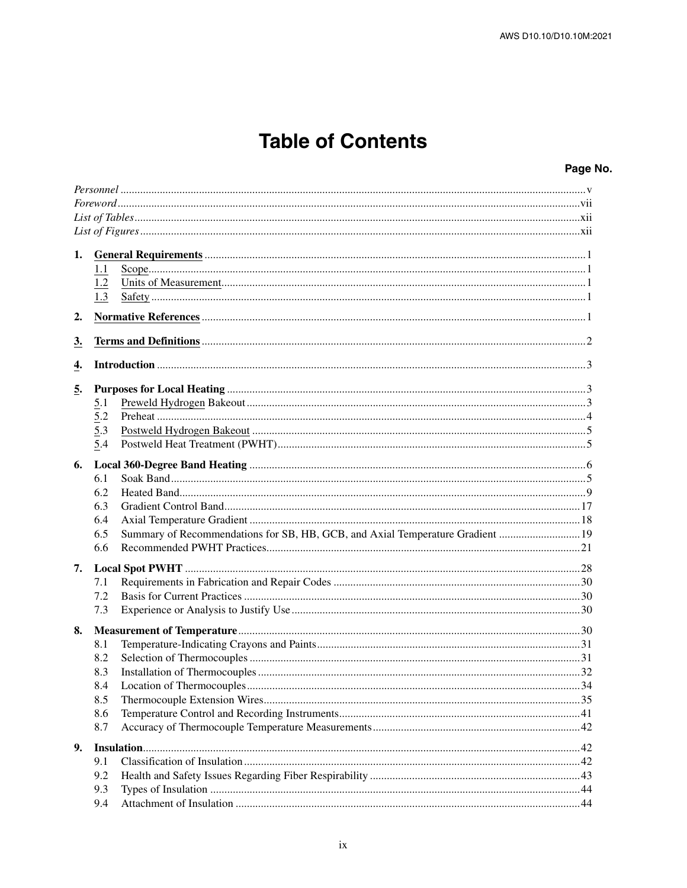# Table of Contents

**Page No.**

*Personnel* ........ v
*Foreword* ........ vii
*List of Tables* ........ xii
*List of Figures* ........ xii

**1. General Requirements** ........ 1
- 1.1 Scope ........ 1
- 1.2 Units of Measurement ........ 1
- 1.3 Safety ........ 1

**2. Normative References** ........ 1

**3. Terms and Definitions** ........ 2

**4. Introduction** ........ 3

**5. Purposes for Local Heating** ........ 3
- 5.1 Preweld Hydrogen Bakeout ........ 3
- 5.2 Preheat ........ 4
- 5.3 Postweld Hydrogen Bakeout ........ 5
- 5.4 Postweld Heat Treatment (PWHT) ........ 5

**6. Local 360-Degree Band Heating** ........ 6
- 6.1 Soak Band ........ 5
- 6.2 Heated Band ........ 9
- 6.3 Gradient Control Band ........ 17
- 6.4 Axial Temperature Gradient ........ 18
- 6.5 Summary of Recommendations for SB, HB, GCB, and Axial Temperature Gradient ........ 19
- 6.6 Recommended PWHT Practices ........ 21

**7. Local Spot PWHT** ........ 28
- 7.1 Requirements in Fabrication and Repair Codes ........ 30
- 7.2 Basis for Current Practices ........ 30
- 7.3 Experience or Analysis to Justify Use ........ 30

**8. Measurement of Temperature** ........ 30
- 8.1 Temperature-Indicating Crayons and Paints ........ 31
- 8.2 Selection of Thermocouples ........ 31
- 8.3 Installation of Thermocouples ........ 32
- 8.4 Location of Thermocouples ........ 34
- 8.5 Thermocouple Extension Wires ........ 35
- 8.6 Temperature Control and Recording Instruments ........ 41
- 8.7 Accuracy of Thermocouple Temperature Measurements ........ 42

**9. Insulation** ........ 42
- 9.1 Classification of Insulation ........ 42
- 9.2 Health and Safety Issues Regarding Fiber Respirability ........ 43
- 9.3 Types of Insulation ........ 44
- 9.4 Attachment of Insulation ........ 44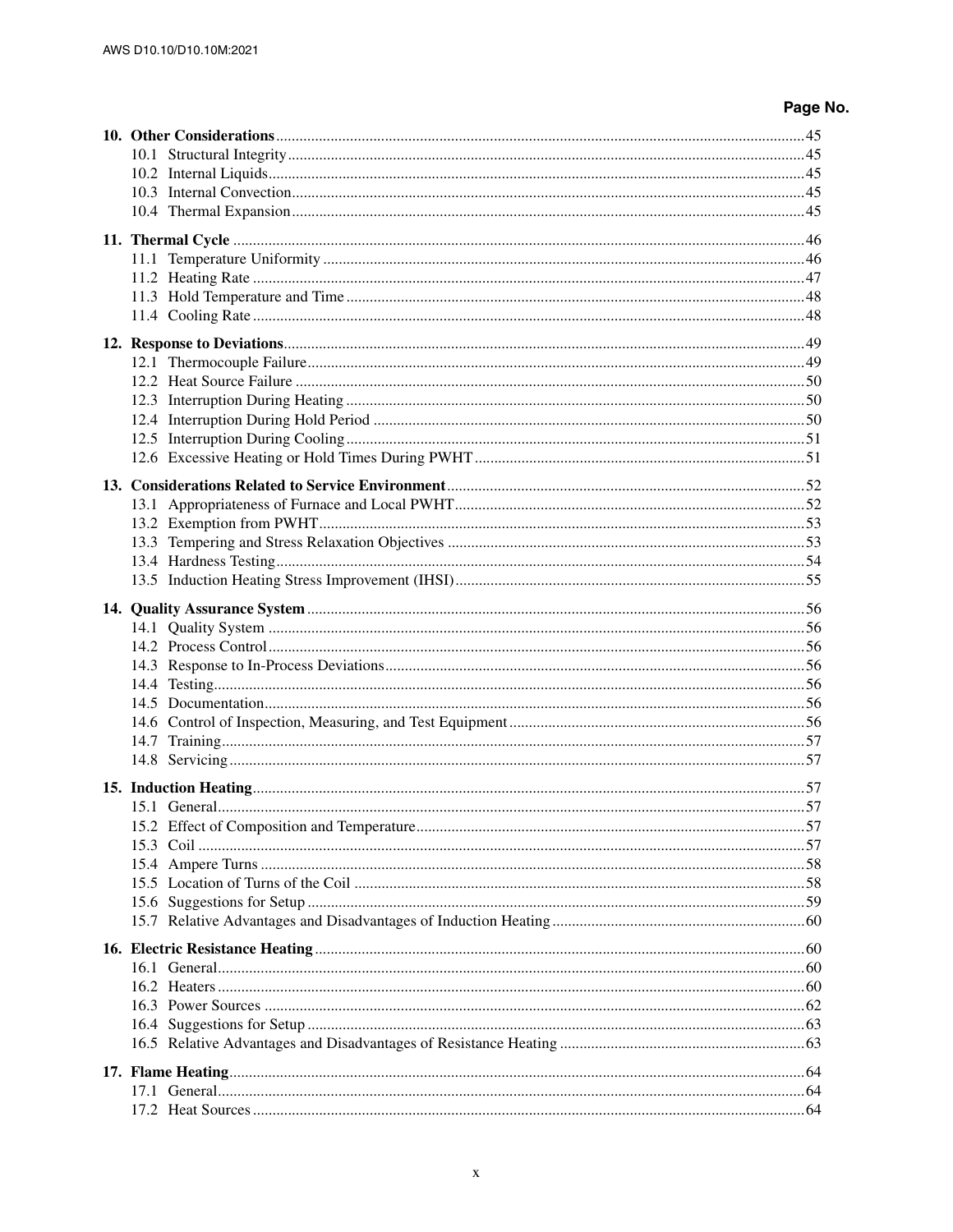| | Page No. |
|---|---|
| **10. Other Considerations** | 45 |
| 10.1 Structural Integrity | 45 |
| 10.2 Internal Liquids | 45 |
| 10.3 Internal Convection | 45 |
| 10.4 Thermal Expansion | 45 |
| **11. Thermal Cycle** | 46 |
| 11.1 Temperature Uniformity | 46 |
| 11.2 Heating Rate | 47 |
| 11.3 Hold Temperature and Time | 48 |
| 11.4 Cooling Rate | 48 |
| **12. Response to Deviations** | 49 |
| 12.1 Thermocouple Failure | 49 |
| 12.2 Heat Source Failure | 50 |
| 12.3 Interruption During Heating | 50 |
| 12.4 Interruption During Hold Period | 50 |
| 12.5 Interruption During Cooling | 51 |
| 12.6 Excessive Heating or Hold Times During PWHT | 51 |
| **13. Considerations Related to Service Environment** | 52 |
| 13.1 Appropriateness of Furnace and Local PWHT | 52 |
| 13.2 Exemption from PWHT | 53 |
| 13.3 Tempering and Stress Relaxation Objectives | 53 |
| 13.4 Hardness Testing | 54 |
| 13.5 Induction Heating Stress Improvement (IHSI) | 55 |
| **14. Quality Assurance System** | 56 |
| 14.1 Quality System | 56 |
| 14.2 Process Control | 56 |
| 14.3 Response to In-Process Deviations | 56 |
| 14.4 Testing | 56 |
| 14.5 Documentation | 56 |
| 14.6 Control of Inspection, Measuring, and Test Equipment | 56 |
| 14.7 Training | 57 |
| 14.8 Servicing | 57 |
| **15. Induction Heating** | 57 |
| 15.1 General | 57 |
| 15.2 Effect of Composition and Temperature | 57 |
| 15.3 Coil | 57 |
| 15.4 Ampere Turns | 58 |
| 15.5 Location of Turns of the Coil | 58 |
| 15.6 Suggestions for Setup | 59 |
| 15.7 Relative Advantages and Disadvantages of Induction Heating | 60 |
| **16. Electric Resistance Heating** | 60 |
| 16.1 General | 60 |
| 16.2 Heaters | 60 |
| 16.3 Power Sources | 62 |
| 16.4 Suggestions for Setup | 63 |
| 16.5 Relative Advantages and Disadvantages of Resistance Heating | 63 |
| **17. Flame Heating** | 64 |
| 17.1 General | 64 |
| 17.2 Heat Sources | 64 |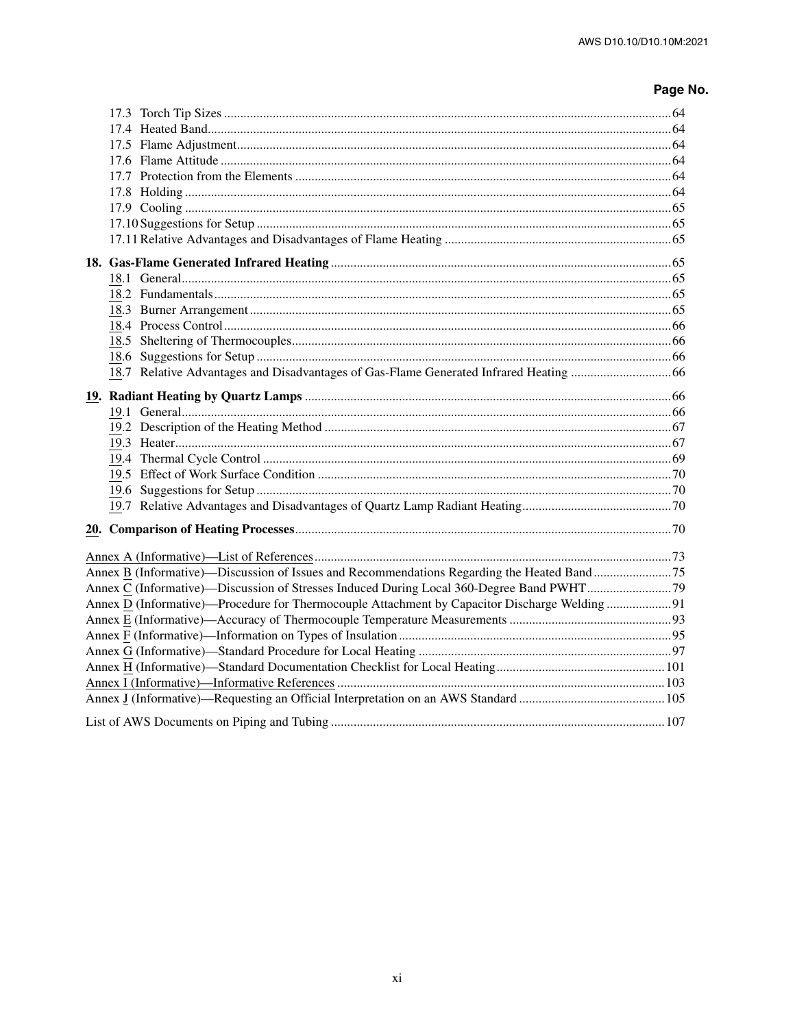Page No.

17.3 Torch Tip Sizes ........................................................................................................................................64
17.4 Heated Band............................................................................................................................................64
17.5 Flame Adjustment....................................................................................................................................64
17.6 Flame Attitude .........................................................................................................................................64
17.7 Protection from the Elements ..................................................................................................................64
17.8 Holding ....................................................................................................................................................64
17.9 Cooling ....................................................................................................................................................65
17.10 Suggestions for Setup ..............................................................................................................................65
17.11 Relative Advantages and Disadvantages of Flame Heating .....................................................................65

**18. Gas-Flame Generated Infrared Heating** ........................................................................................................65
18.1 General.....................................................................................................................................................65
18.2 Fundamentals...........................................................................................................................................65
18.3 Burner Arrangement ................................................................................................................................65
18.4 Process Control ........................................................................................................................................66
18.5 Sheltering of Thermocouples....................................................................................................................66
18.6 Suggestions for Setup ..............................................................................................................................66
18.7 Relative Advantages and Disadvantages of Gas-Flame Generated Infrared Heating ...............................66

**19. Radiant Heating by Quartz Lamps** ................................................................................................................66
19.1 General.....................................................................................................................................................66
19.2 Description of the Heating Method ..........................................................................................................67
19.3 Heater.......................................................................................................................................................67
19.4 Thermal Cycle Control ............................................................................................................................69
19.5 Effect of Work Surface Condition ............................................................................................................70
19.6 Suggestions for Setup ..............................................................................................................................70
19.7 Relative Advantages and Disadvantages of Quartz Lamp Radiant Heating.............................................70

**20. Comparison of Heating Processes**..................................................................................................................70

Annex A (Informative)—List of References.............................................................................................................73
Annex B (Informative)—Discussion of Issues and Recommendations Regarding the Heated Band ........................75
Annex C (Informative)—Discussion of Stresses Induced During Local 360-Degree Band PWHT..........................79
Annex D (Informative)—Procedure for Thermocouple Attachment by Capacitor Discharge Welding ....................91
Annex E (Informative)—Accuracy of Thermocouple Temperature Measurements .................................................93
Annex F (Informative)—Information on Types of Insulation...................................................................................95
Annex G (Informative)—Standard Procedure for Local Heating .............................................................................97
Annex H (Informative)—Standard Documentation Checklist for Local Heating....................................................101
Annex I (Informative)—Informative References ....................................................................................................103
Annex J (Informative)—Requesting an Official Interpretation on an AWS Standard ............................................105

List of AWS Documents on Piping and Tubing ......................................................................................................107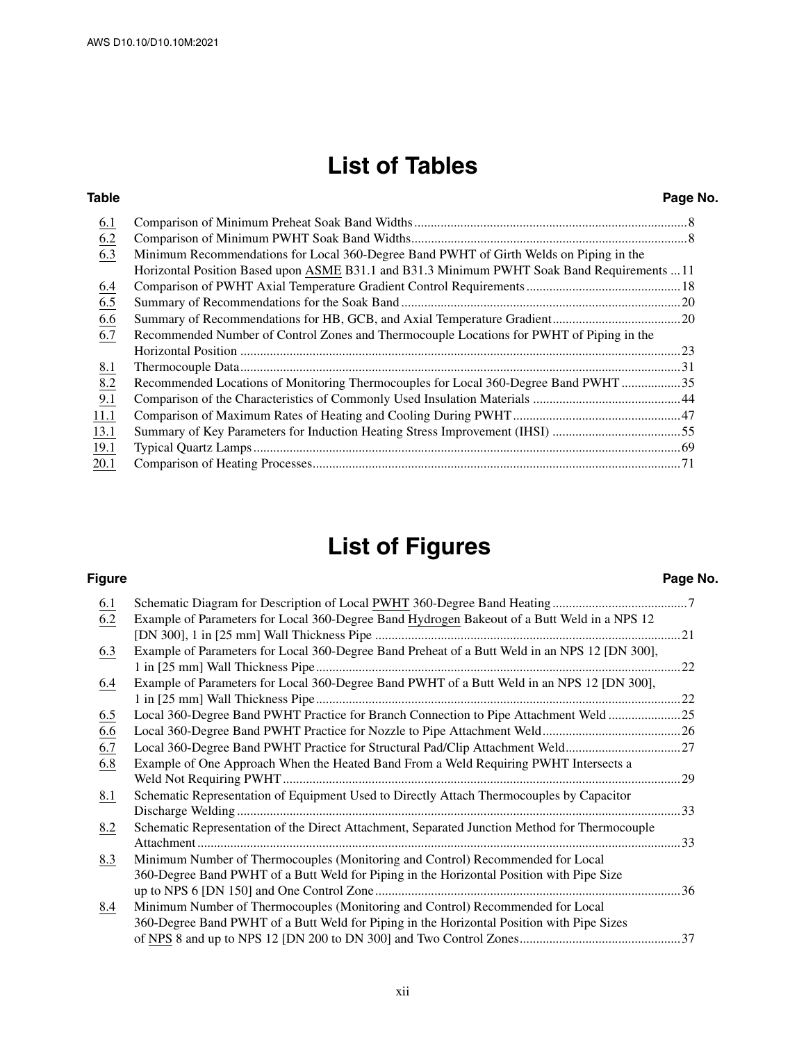# List of Tables

| Table | | Page No. |
|---|---|---|
| 6.1 | Comparison of Minimum Preheat Soak Band Widths | 8 |
| 6.2 | Comparison of Minimum PWHT Soak Band Widths | 8 |
| 6.3 | Minimum Recommendations for Local 360-Degree Band PWHT of Girth Welds on Piping in the Horizontal Position Based upon ASME B31.1 and B31.3 Minimum PWHT Soak Band Requirements | 11 |
| 6.4 | Comparison of PWHT Axial Temperature Gradient Control Requirements | 18 |
| 6.5 | Summary of Recommendations for the Soak Band | 20 |
| 6.6 | Summary of Recommendations for HB, GCB, and Axial Temperature Gradient | 20 |
| 6.7 | Recommended Number of Control Zones and Thermocouple Locations for PWHT of Piping in the Horizontal Position | 23 |
| 8.1 | Thermocouple Data | 31 |
| 8.2 | Recommended Locations of Monitoring Thermocouples for Local 360-Degree Band PWHT | 35 |
| 9.1 | Comparison of the Characteristics of Commonly Used Insulation Materials | 44 |
| 11.1 | Comparison of Maximum Rates of Heating and Cooling During PWHT | 47 |
| 13.1 | Summary of Key Parameters for Induction Heating Stress Improvement (IHSI) | 55 |
| 19.1 | Typical Quartz Lamps | 69 |
| 20.1 | Comparison of Heating Processes | 71 |

# List of Figures

| Figure | | Page No. |
|---|---|---|
| 6.1 | Schematic Diagram for Description of Local PWHT 360-Degree Band Heating | 7 |
| 6.2 | Example of Parameters for Local 360-Degree Band Hydrogen Bakeout of a Butt Weld in a NPS 12 [DN 300], 1 in [25 mm] Wall Thickness Pipe | 21 |
| 6.3 | Example of Parameters for Local 360-Degree Band Preheat of a Butt Weld in an NPS 12 [DN 300], 1 in [25 mm] Wall Thickness Pipe | 22 |
| 6.4 | Example of Parameters for Local 360-Degree Band PWHT of a Butt Weld in an NPS 12 [DN 300], 1 in [25 mm] Wall Thickness Pipe | 22 |
| 6.5 | Local 360-Degree Band PWHT Practice for Branch Connection to Pipe Attachment Weld | 25 |
| 6.6 | Local 360-Degree Band PWHT Practice for Nozzle to Pipe Attachment Weld | 26 |
| 6.7 | Local 360-Degree Band PWHT Practice for Structural Pad/Clip Attachment Weld | 27 |
| 6.8 | Example of One Approach When the Heated Band From a Weld Requiring PWHT Intersects a Weld Not Requiring PWHT | 29 |
| 8.1 | Schematic Representation of Equipment Used to Directly Attach Thermocouples by Capacitor Discharge Welding | 33 |
| 8.2 | Schematic Representation of the Direct Attachment, Separated Junction Method for Thermocouple Attachment | 33 |
| 8.3 | Minimum Number of Thermocouples (Monitoring and Control) Recommended for Local 360-Degree Band PWHT of a Butt Weld for Piping in the Horizontal Position with Pipe Size up to NPS 6 [DN 150] and One Control Zone | 36 |
| 8.4 | Minimum Number of Thermocouples (Monitoring and Control) Recommended for Local 360-Degree Band PWHT of a Butt Weld for Piping in the Horizontal Position with Pipe Sizes of NPS 8 and up to NPS 12 [DN 200 to DN 300] and Two Control Zones | 37 |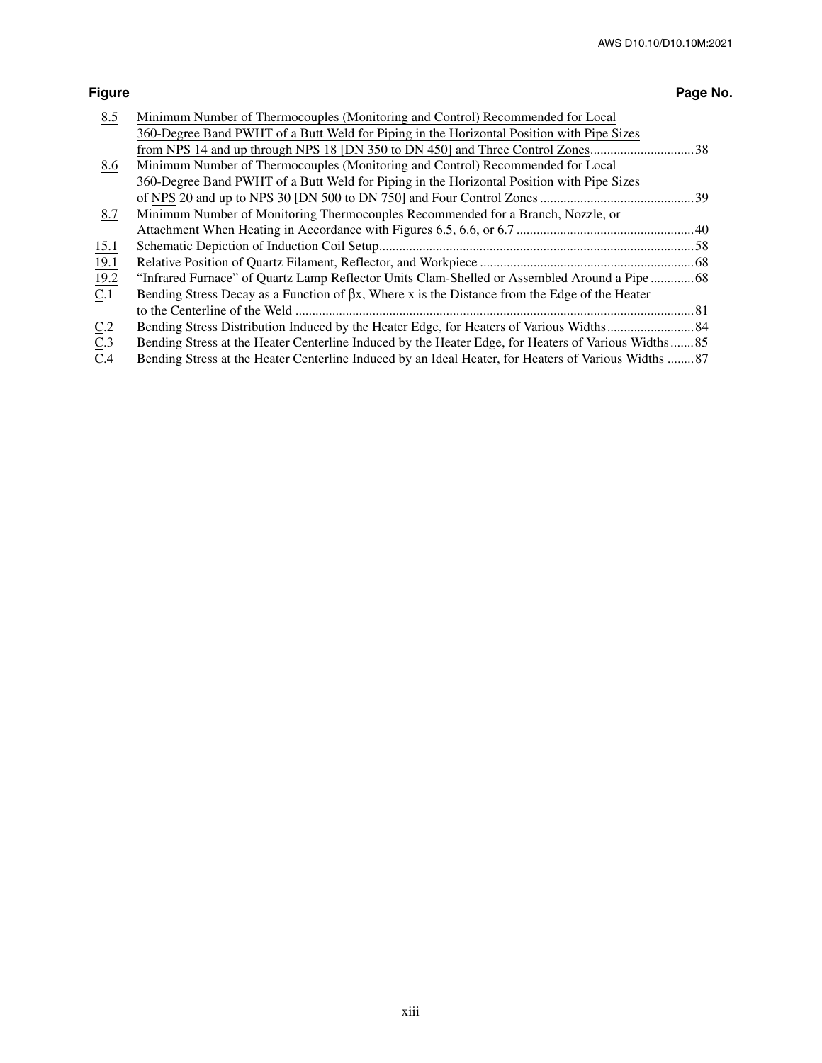| Figure | | Page No. |
|---|---|---|
| 8.5 | Minimum Number of Thermocouples (Monitoring and Control) Recommended for Local 360-Degree Band PWHT of a Butt Weld for Piping in the Horizontal Position with Pipe Sizes from NPS 14 and up through NPS 18 [DN 350 to DN 450] and Three Control Zones | 38 |
| 8.6 | Minimum Number of Thermocouples (Monitoring and Control) Recommended for Local 360-Degree Band PWHT of a Butt Weld for Piping in the Horizontal Position with Pipe Sizes of NPS 20 and up to NPS 30 [DN 500 to DN 750] and Four Control Zones | 39 |
| 8.7 | Minimum Number of Monitoring Thermocouples Recommended for a Branch, Nozzle, or Attachment When Heating in Accordance with Figures 6.5, 6.6, or 6.7 | 40 |
| 15.1 | Schematic Depiction of Induction Coil Setup | 58 |
| 19.1 | Relative Position of Quartz Filament, Reflector, and Workpiece | 68 |
| 19.2 | "Infrared Furnace" of Quartz Lamp Reflector Units Clam-Shelled or Assembled Around a Pipe | 68 |
| C.1 | Bending Stress Decay as a Function of $\beta x$, Where x is the Distance from the Edge of the Heater to the Centerline of the Weld | 81 |
| C.2 | Bending Stress Distribution Induced by the Heater Edge, for Heaters of Various Widths | 84 |
| C.3 | Bending Stress at the Heater Centerline Induced by the Heater Edge, for Heaters of Various Widths | 85 |
| C.4 | Bending Stress at the Heater Centerline Induced by an Ideal Heater, for Heaters of Various Widths | 87 |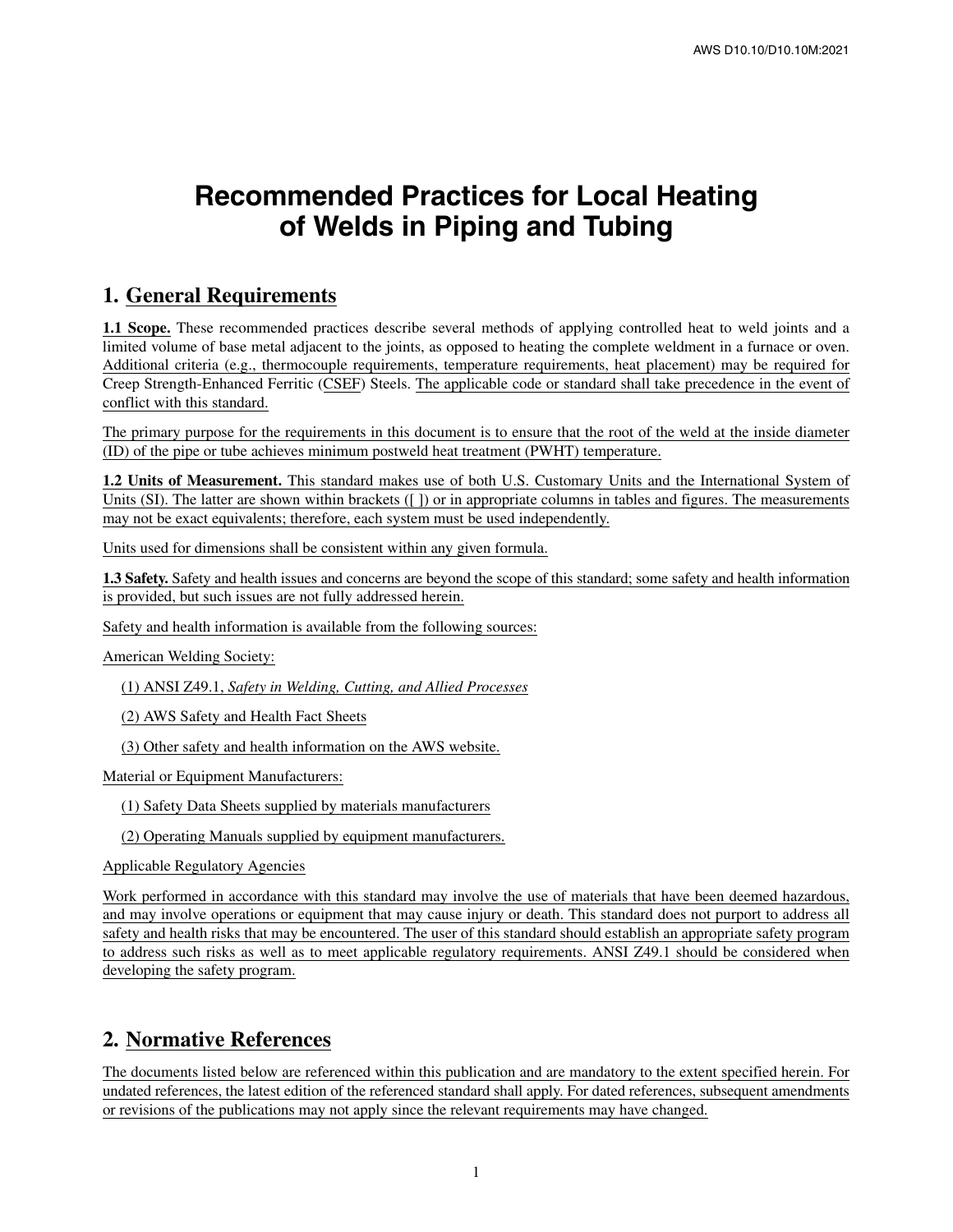# Recommended Practices for Local Heating of Welds in Piping and Tubing

## 1. General Requirements

**1.1 Scope.** These recommended practices describe several methods of applying controlled heat to weld joints and a limited volume of base metal adjacent to the joints, as opposed to heating the complete weldment in a furnace or oven. Additional criteria (e.g., thermocouple requirements, temperature requirements, heat placement) may be required for Creep Strength-Enhanced Ferritic (CSEF) Steels. The applicable code or standard shall take precedence in the event of conflict with this standard.

The primary purpose for the requirements in this document is to ensure that the root of the weld at the inside diameter (ID) of the pipe or tube achieves minimum postweld heat treatment (PWHT) temperature.

**1.2 Units of Measurement.** This standard makes use of both U.S. Customary Units and the International System of Units (SI). The latter are shown within brackets ([ ]) or in appropriate columns in tables and figures. The measurements may not be exact equivalents; therefore, each system must be used independently.

Units used for dimensions shall be consistent within any given formula.

**1.3 Safety.** Safety and health issues and concerns are beyond the scope of this standard; some safety and health information is provided, but such issues are not fully addressed herein.

Safety and health information is available from the following sources:

American Welding Society:

(1) ANSI Z49.1, *Safety in Welding, Cutting, and Allied Processes*

(2) AWS Safety and Health Fact Sheets

(3) Other safety and health information on the AWS website.

Material or Equipment Manufacturers:

(1) Safety Data Sheets supplied by materials manufacturers

(2) Operating Manuals supplied by equipment manufacturers.

Applicable Regulatory Agencies

Work performed in accordance with this standard may involve the use of materials that have been deemed hazardous, and may involve operations or equipment that may cause injury or death. This standard does not purport to address all safety and health risks that may be encountered. The user of this standard should establish an appropriate safety program to address such risks as well as to meet applicable regulatory requirements. ANSI Z49.1 should be considered when developing the safety program.

## 2. Normative References

The documents listed below are referenced within this publication and are mandatory to the extent specified herein. For undated references, the latest edition of the referenced standard shall apply. For dated references, subsequent amendments or revisions of the publications may not apply since the relevant requirements may have changed.